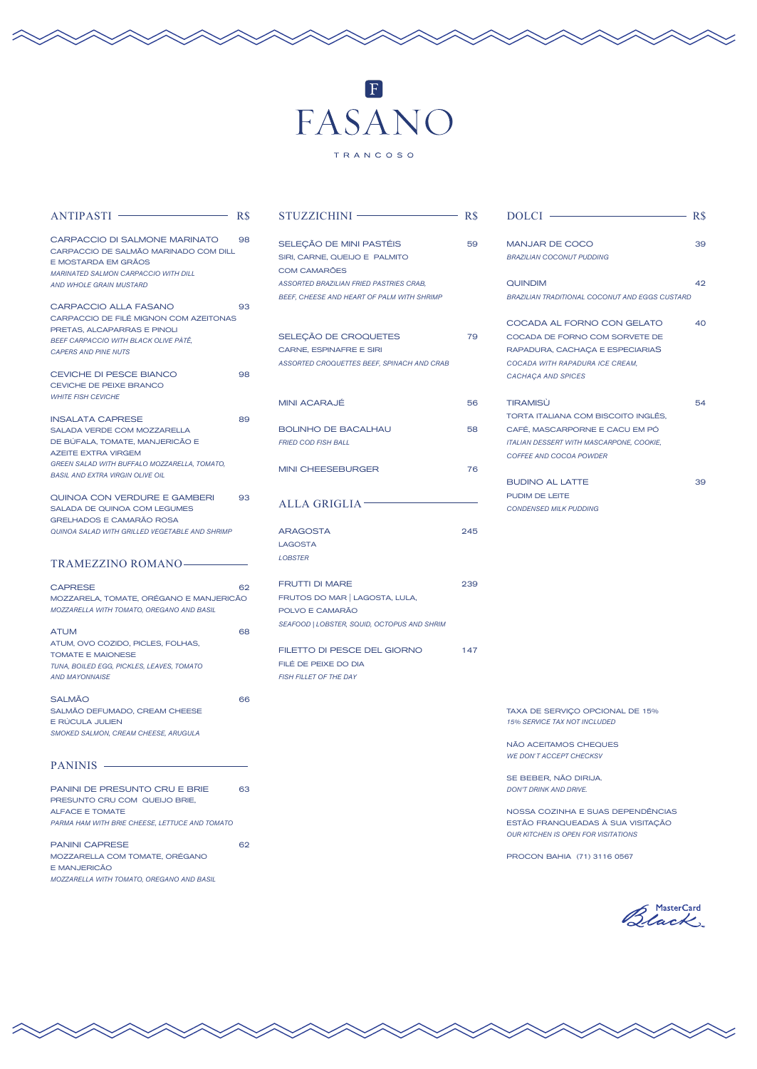# FASANO

TRANCOSO

## ANTIPASTI — R$

**CARPACCIO DI SALMONE MARINATO** — 98
CARPACCIO DE SALMÃO MARINADO COM DILL E MOSTARDA EM GRÃOS
*MARINATED SALMON CARPACCIO WITH DILL AND WHOLE GRAIN MUSTARD*

**CARPACCIO ALLA FASANO** — 93
CARPACCIO DE FILÉ MIGNON COM AZEITONAS PRETAS, ALCAPARRAS E PINOLI
*BEEF CARPACCIO WITH BLACK OLIVE PÂTÉ, CAPERS AND PINE NUTS*

**CEVICHE DI PESCE BIANCO** — 98
CEVICHE DE PEIXE BRANCO
*WHITE FISH CEVICHE*

**INSALATA CAPRESE** — 89
SALADA VERDE COM MOZZARELLA DE BÚFALA, TOMATE, MANJERICÃO E AZEITE EXTRA VIRGEM
*GREEN SALAD WITH BUFFALO MOZZARELLA, TOMATO, BASIL AND EXTRA VIRGIN OLIVE OIL*

**QUINOA CON VERDURE E GAMBERI** — 93
SALADA DE QUINOA COM LEGUMES GRELHADOS E CAMARÃO ROSA
*QUINOA SALAD WITH GRILLED VEGETABLE AND SHRIMP*

## TRAMEZZINO ROMANO

**CAPRESE** — 62
MOZZARELA, TOMATE, ORÉGANO E MANJERICÃO
*MOZZARELLA WITH TOMATO, OREGANO AND BASIL*

**ATUM** — 68
ATUM, OVO COZIDO, PICLES, FOLHAS, TOMATE E MAIONESE
*TUNA, BOILED EGG, PICKLES, LEAVES, TOMATO AND MAYONNAISE*

**SALMÃO** — 66
SALMÃO DEFUMADO, CREAM CHEESE E RÚCULA JULIEN
*SMOKED SALMON, CREAM CHEESE, ARUGULA*

## PANINIS

**PANINI DE PRESUNTO CRU E BRIE** — 63
PRESUNTO CRU COM QUEIJO BRIE, ALFACE E TOMATE
*PARMA HAM WITH BRIE CHEESE, LETTUCE AND TOMATO*

**PANINI CAPRESE** — 62
MOZZARELLA COM TOMATE, ORÉGANO E MANJERICÃO
*MOZZARELLA WITH TOMATO, OREGANO AND BASIL*

## STUZZICHINI — R$

**SELEÇÃO DE MINI PASTÉIS** — 59
SIRI, CARNE, QUEIJO E PALMITO COM CAMARÕES
*ASSORTED BRAZILIAN FRIED PASTRIES CRAB, BEEF, CHEESE AND HEART OF PALM WITH SHRIMP*

**SELEÇÃO DE CROQUETES** — 79
CARNE, ESPINAFRE E SIRI
*ASSORTED CROQUETTES BEEF, SPINACH AND CRAB*

**MINI ACARAJÉ** — 56

**BOLINHO DE BACALHAU** — 58
*FRIED COD FISH BALL*

**MINI CHEESEBURGER** — 76

## ALLA GRIGLIA

**ARAGOSTA** — 245
LAGOSTA
*LOBSTER*

**FRUTTI DI MARE** — 239
FRUTOS DO MAR | LAGOSTA, LULA, POLVO E CAMARÃO
*SEAFOOD | LOBSTER, SQUID, OCTOPUS AND SHRIM*

**FILETTO DI PESCE DEL GIORNO** — 147
FILÉ DE PEIXE DO DIA
*FISH FILLET OF THE DAY*

## DOLCI — R$

**MANJAR DE COCO** — 39
*BRAZILIAN COCONUT PUDDING*

**QUINDIM** — 42
*BRAZILIAN TRADITIONAL COCONUT AND EGGS CUSTARD*

**COCADA AL FORNO CON GELATO** — 40
COCADA DE FORNO COM SORVETE DE RAPADURA, CACHAÇA E ESPECIARIAS
*COCADA WITH RAPADURA ICE CREAM, CACHAÇA AND SPICES*

**TIRAMISÙ** — 54
TORTA ITALIANA COM BISCOITO INGLÊS, CAFÉ, MASCARPORNE E CACU EM PÓ
*ITALIAN DESSERT WITH MASCARPONE, COOKIE, COFFEE AND COCOA POWDER*

**BUDINO AL LATTE** — 39
PUDIM DE LEITE
*CONDENSED MILK PUDDING*

TAXA DE SERVIÇO OPCIONAL DE 15%
*15% SERVICE TAX NOT INCLUDED*

NÃO ACEITAMOS CHEQUES
*WE DON'T ACCEPT CHECKSV*

SE BEBER, NÃO DIRIJA.
*DON'T DRINK AND DRIVE.*

NOSSA COZINHA E SUAS DEPENDÊNCIAS ESTÃO FRANQUEADAS À SUA VISITAÇÃO
*OUR KITCHEN IS OPEN FOR VISITATIONS*

PROCON BAHIA (71) 3116 0567

MasterCard Black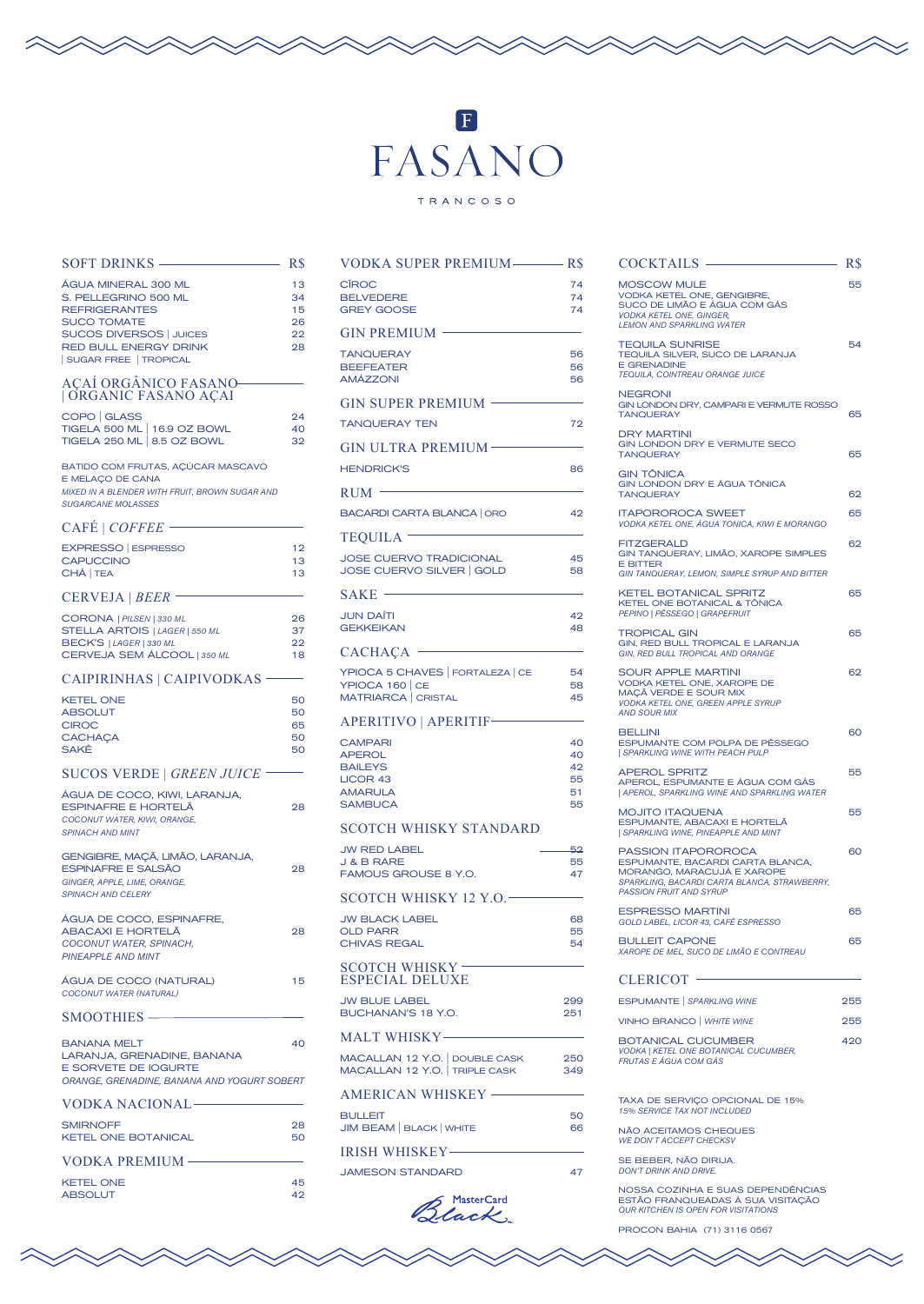# FASANO

TRANCOSO

## SOFT DRINKS

| | R$ |
|---|---|
| ÁGUA MINERAL 300 ML | 13 |
| S. PELLEGRINO 500 ML | 34 |
| REFRIGERANTES | 15 |
| SUCO TOMATE | 26 |
| SUCOS DIVERSOS \| JUICES | 22 |
| RED BULL ENERGY DRINK \| SUGAR FREE \| TROPICAL | 28 |

## AÇAÍ ORGÂNICO FASANO | ORGANIC FASANO AÇAI

| | |
|---|---|
| COPO \| GLASS | 24 |
| TIGELA 500 ML \| 16.9 OZ BOWL | 40 |
| TIGELA 250 ML \| 8.5 OZ BOWL | 32 |

BATIDO COM FRUTAS, AÇÚCAR MASCAVO E MELAÇO DE CANA
*MIXED IN A BLENDER WITH FRUIT, BROWN SUGAR AND SUGARCANE MOLASSES*

## CAFÉ | *COFFEE*

| | |
|---|---|
| EXPRESSO \| ESPRESSO | 12 |
| CAPUCCINO | 13 |
| CHÁ \| TEA | 13 |

## CERVEJA | *BEER*

| | |
|---|---|
| CORONA \| *PILSEN \| 330 ML* | 26 |
| STELLA ARTOIS \| *LAGER \| 550 ML* | 37 |
| BECK'S \| *LAGER \| 330 ML* | 22 |
| CERVEJA SEM ÁLCOOL \| *350 ML* | 18 |

## CAIPIRINHAS | CAIPIVODKAS

| | |
|---|---|
| KETEL ONE | 50 |
| ABSOLUT | 50 |
| CIROC | 65 |
| CACHAÇA | 50 |
| SAKÊ | 50 |

## SUCOS VERDE | *GREEN JUICE*

| | |
|---|---|
| ÁGUA DE COCO, KIWI, LARANJA, ESPINAFRE E HORTELÃ<br>*COCONUT WATER, KIWI, ORANGE, SPINACH AND MINT* | 28 |
| GENGIBRE, MAÇÃ, LIMÃO, LARANJA, ESPINAFRE E SALSÃO<br>*GINGER, APPLE, LIME, ORANGE, SPINACH AND CELERY* | 28 |
| ÁGUA DE COCO, ESPINAFRE, ABACAXI E HORTELÃ<br>*COCONUT WATER, SPINACH, PINEAPPLE AND MINT* | 28 |
| ÁGUA DE COCO (NATURAL)<br>*COCONUT WATER (NATURAL)* | 15 |

## SMOOTHIES

| | |
|---|---|
| BANANA MELT<br>LARANJA, GRENADINE, BANANA E SORVETE DE IOGURTE<br>*ORANGE, GRENADINE, BANANA AND YOGURT SOBERT* | 40 |

## VODKA NACIONAL

| | |
|---|---|
| SMIRNOFF | 28 |
| KETEL ONE BOTANICAL | 50 |

## VODKA PREMIUM

| | |
|---|---|
| KETEL ONE | 45 |
| ABSOLUT | 42 |

## VODKA SUPER PREMIUM

| | R$ |
|---|---|
| CÎROC | 74 |
| BELVEDERE | 74 |
| GREY GOOSE | 74 |

## GIN PREMIUM

| | |
|---|---|
| TANQUERAY | 56 |
| BEEFEATER | 56 |
| AMÁZZONI | 56 |

## GIN SUPER PREMIUM

| | |
|---|---|
| TANQUERAY TEN | 72 |

## GIN ULTRA PREMIUM

| | |
|---|---|
| HENDRICK'S | 86 |

## RUM

| | |
|---|---|
| BACARDI CARTA BLANCA \| ORO | 42 |

## TEQUILA

| | |
|---|---|
| JOSE CUERVO TRADICIONAL | 45 |
| JOSE CUERVO SILVER \| GOLD | 58 |

## SAKE

| | |
|---|---|
| JUN DAÍTI | 42 |
| GEKKEIKAN | 48 |

## CACHAÇA

| | |
|---|---|
| YPIOCA 5 CHAVES \| FORTALEZA \| CE | 54 |
| YPIOCA 160 \| CE | 58 |
| MATRIARCA \| CRISTAL | 45 |

## APERITIVO | APERITIF

| | |
|---|---|
| CAMPARI | 40 |
| APEROL | 40 |
| BAILEYS | 42 |
| LICOR 43 | 55 |
| AMARULA | 51 |
| SAMBUCA | 55 |

## SCOTCH WHISKY STANDARD

| | |
|---|---|
| JW RED LABEL | 52 |
| J & B RARE | 55 |
| FAMOUS GROUSE 8 Y.O. | 47 |

## SCOTCH WHISKY 12 Y.O.

| | |
|---|---|
| JW BLACK LABEL | 68 |
| OLD PARR | 55 |
| CHIVAS REGAL | 54 |

## SCOTCH WHISKY ESPECIAL DELUXE

| | |
|---|---|
| JW BLUE LABEL | 299 |
| BUCHANAN'S 18 Y.O. | 251 |

## MALT WHISKY

| | |
|---|---|
| MACALLAN 12 Y.O. \| DOUBLE CASK | 250 |
| MACALLAN 12 Y.O. \| TRIPLE CASK | 349 |

## AMERICAN WHISKEY

| | |
|---|---|
| BULLEIT | 50 |
| JIM BEAM \| BLACK \| WHITE | 66 |

## IRISH WHISKEY

| | |
|---|---|
| JAMESON STANDARD | 47 |

MasterCard Black

## COCKTAILS

| | R$ |
|---|---|
| MOSCOW MULE<br>VODKA KETEL ONE, GENGIBRE, SUCO DE LIMÃO E ÁGUA COM GÁS<br>*VODKA KETEL ONE, GINGER, LEMON AND SPARKLING WATER* | 55 |
| TEQUILA SUNRISE<br>TEQUILA SILVER, SUCO DE LARANJA E GRENADINE<br>*TEQUILA, COINTREAU ORANGE JUICE* | 54 |
| NEGRONI<br>GIN LONDON DRY, CAMPARI E VERMUTE ROSSO<br>TANQUERAY | 65 |
| DRY MARTINI<br>GIN LONDON DRY E VERMUTE SECO<br>TANQUERAY | 65 |
| GIN TÔNICA<br>GIN LONDON DRY E ÁGUA TÔNICA<br>TANQUERAY | 62 |
| ITAPOROROCA SWEET<br>*VODKA KETEL ONE, ÁGUA TONICA, KIWI E MORANGO* | 65 |
| FITZGERALD<br>GIN TANQUERAY, LIMÃO, XAROPE SIMPLES E BITTER<br>*GIN TANQUERAY, LEMON, SIMPLE SYRUP AND BITTER* | 62 |
| KETEL BOTANICAL SPRITZ<br>KETEL ONE BOTANICAL & TÔNICA<br>*PEPINO \| PÊSSEGO \| GRAPEFRUIT* | 65 |
| TROPICAL GIN<br>GIN, RED BULL TROPICAL E LARANJA<br>*GIN, RED BULL TROPICAL AND ORANGE* | 65 |
| SOUR APPLE MARTINI<br>VODKA KETEL ONE, XAROPE DE MAÇÃ VERDE E SOUR MIX<br>*VODKA KETEL ONE, GREEN APPLE SYRUP AND SOUR MIX* | 62 |
| BELLINI<br>ESPUMANTE COM POLPA DE PÊSSEGO<br>*\| SPARKLING WINE WITH PEACH PULP* | 60 |
| APEROL SPRITZ<br>APEROL, ESPUMANTE E ÁGUA COM GÁS<br>*\| APEROL, SPARKLING WINE AND SPARKLING WATER* | 55 |
| MOJITO ITAQUENA<br>ESPUMANTE, ABACAXI E HORTELÃ<br>*\| SPARKLING WINE, PINEAPPLE AND MINT* | 55 |
| PASSION ITAPOROROCA<br>ESPUMANTE, BACARDI CARTA BLANCA, MORANGO, MARACUJÁ E XAROPE<br>*SPARKLING, BACARDI CARTA BLANCA, STRAWBERRY, PASSION FRUIT AND SYRUP* | 60 |
| ESPRESSO MARTINI<br>*GOLD LABEL, LICOR 43, CAFÉ ESPRESSO* | 65 |
| BULLEIT CAPONE<br>*XAROPE DE MEL, SUCO DE LIMÃO E CONTREAU* | 65 |

## CLERICOT

| | |
|---|---|
| ESPUMANTE \| *SPARKLING WINE* | 255 |
| VINHO BRANCO \| *WHITE WINE* | 255 |
| BOTANICAL CUCUMBER<br>*VODKA \| KETEL ONE BOTANICAL CUCUMBER, FRUTAS E ÁGUA COM GÁS* | 420 |

TAXA DE SERVIÇO OPCIONAL DE 15%
*15% SERVICE TAX NOT INCLUDED*

NÃO ACEITAMOS CHEQUES
*WE DON'T ACCEPT CHECKSV*

SE BEBER, NÃO DIRIJA.
*DON'T DRINK AND DRIVE.*

NOSSA COZINHA E SUAS DEPENDÊNCIAS ESTÃO FRANQUEADAS À SUA VISITAÇÃO
*OUR KITCHEN IS OPEN FOR VISITATIONS*

PROCON BAHIA (71) 3116 0567